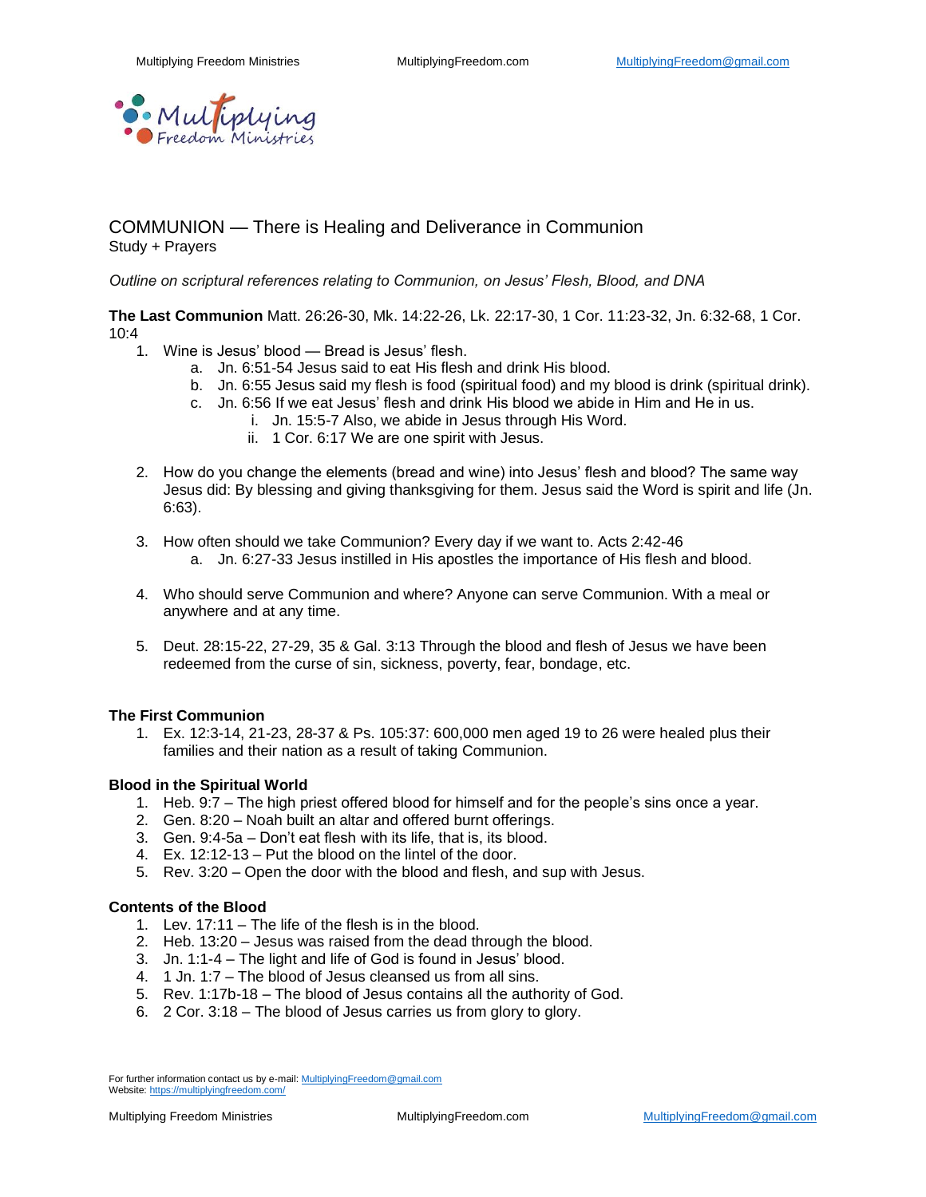# COMMUNION — There is Healing and Deliverance in Communion

Study + Prayers

*Outline on scriptural references relating to Communion, on Jesus' Flesh, Blood, and DNA*

**The Last Communion** Matt. 26:26-30, Mk. 14:22-26, Lk. 22:17-30, 1 Cor. 11:23-32, Jn. 6:32-68, 1 Cor. 10:4

1. Wine is Jesus' blood — Bread is Jesus' flesh.
   a. Jn. 6:51-54 Jesus said to eat His flesh and drink His blood.
   b. Jn. 6:55 Jesus said my flesh is food (spiritual food) and my blood is drink (spiritual drink).
   c. Jn. 6:56 If we eat Jesus' flesh and drink His blood we abide in Him and He in us.
      i. Jn. 15:5-7 Also, we abide in Jesus through His Word.
      ii. 1 Cor. 6:17 We are one spirit with Jesus.

2. How do you change the elements (bread and wine) into Jesus' flesh and blood? The same way Jesus did: By blessing and giving thanksgiving for them. Jesus said the Word is spirit and life (Jn. 6:63).

3. How often should we take Communion? Every day if we want to. Acts 2:42-46
   a. Jn. 6:27-33 Jesus instilled in His apostles the importance of His flesh and blood.

4. Who should serve Communion and where? Anyone can serve Communion. With a meal or anywhere and at any time.

5. Deut. 28:15-22, 27-29, 35 & Gal. 3:13 Through the blood and flesh of Jesus we have been redeemed from the curse of sin, sickness, poverty, fear, bondage, etc.

**The First Communion**

1. Ex. 12:3-14, 21-23, 28-37 & Ps. 105:37: 600,000 men aged 19 to 26 were healed plus their families and their nation as a result of taking Communion.

**Blood in the Spiritual World**

1. Heb. 9:7 – The high priest offered blood for himself and for the people's sins once a year.
2. Gen. 8:20 – Noah built an altar and offered burnt offerings.
3. Gen. 9:4-5a – Don't eat flesh with its life, that is, its blood.
4. Ex. 12:12-13 – Put the blood on the lintel of the door.
5. Rev. 3:20 – Open the door with the blood and flesh, and sup with Jesus.

**Contents of the Blood**

1. Lev. 17:11 – The life of the flesh is in the blood.
2. Heb. 13:20 – Jesus was raised from the dead through the blood.
3. Jn. 1:1-4 – The light and life of God is found in Jesus' blood.
4. 1 Jn. 1:7 – The blood of Jesus cleansed us from all sins.
5. Rev. 1:17b-18 – The blood of Jesus contains all the authority of God.
6. 2 Cor. 3:18 – The blood of Jesus carries us from glory to glory.

For further information contact us by e-mail: MultiplyingFreedom@gmail.com
Website: https://multiplyingfreedom.com/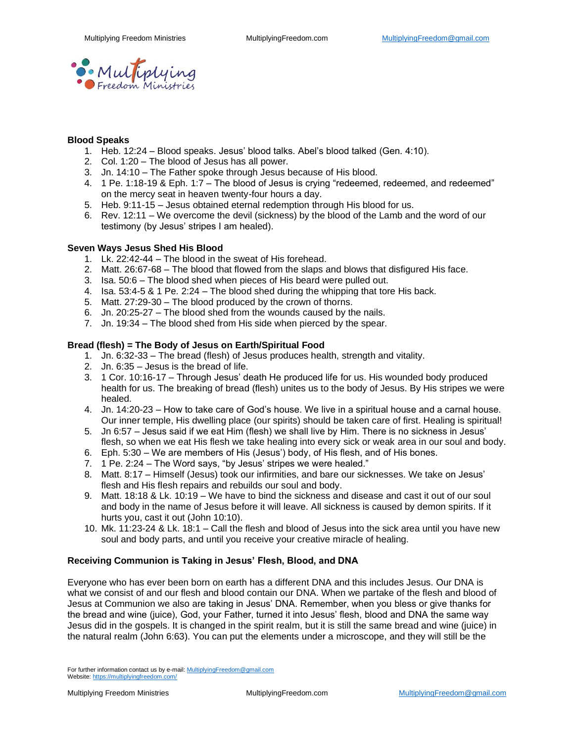**Blood Speaks**

1. Heb. 12:24 – Blood speaks. Jesus' blood talks. Abel's blood talked (Gen. 4:10).
2. Col. 1:20 – The blood of Jesus has all power.
3. Jn. 14:10 – The Father spoke through Jesus because of His blood.
4. 1 Pe. 1:18-19 & Eph. 1:7 – The blood of Jesus is crying "redeemed, redeemed, and redeemed" on the mercy seat in heaven twenty-four hours a day.
5. Heb. 9:11-15 – Jesus obtained eternal redemption through His blood for us.
6. Rev. 12:11 – We overcome the devil (sickness) by the blood of the Lamb and the word of our testimony (by Jesus' stripes I am healed).

**Seven Ways Jesus Shed His Blood**

1. Lk. 22:42-44 – The blood in the sweat of His forehead.
2. Matt. 26:67-68 – The blood that flowed from the slaps and blows that disfigured His face.
3. Isa. 50:6 – The blood shed when pieces of His beard were pulled out.
4. Isa. 53:4-5 & 1 Pe. 2:24 – The blood shed during the whipping that tore His back.
5. Matt. 27:29-30 – The blood produced by the crown of thorns.
6. Jn. 20:25-27 – The blood shed from the wounds caused by the nails.
7. Jn. 19:34 – The blood shed from His side when pierced by the spear.

**Bread (flesh) = The Body of Jesus on Earth/Spiritual Food**

1. Jn. 6:32-33 – The bread (flesh) of Jesus produces health, strength and vitality.
2. Jn. 6:35 – Jesus is the bread of life.
3. 1 Cor. 10:16-17 – Through Jesus' death He produced life for us. His wounded body produced health for us. The breaking of bread (flesh) unites us to the body of Jesus. By His stripes we were healed.
4. Jn. 14:20-23 – How to take care of God's house. We live in a spiritual house and a carnal house. Our inner temple, His dwelling place (our spirits) should be taken care of first. Healing is spiritual!
5. Jn 6:57 – Jesus said if we eat Him (flesh) we shall live by Him. There is no sickness in Jesus' flesh, so when we eat His flesh we take healing into every sick or weak area in our soul and body.
6. Eph. 5:30 – We are members of His (Jesus') body, of His flesh, and of His bones.
7. 1 Pe. 2:24 – The Word says, "by Jesus' stripes we were healed."
8. Matt. 8:17 – Himself (Jesus) took our infirmities, and bare our sicknesses. We take on Jesus' flesh and His flesh repairs and rebuilds our soul and body.
9. Matt. 18:18 & Lk. 10:19 – We have to bind the sickness and disease and cast it out of our soul and body in the name of Jesus before it will leave. All sickness is caused by demon spirits. If it hurts you, cast it out (John 10:10).
10. Mk. 11:23-24 & Lk. 18:1 – Call the flesh and blood of Jesus into the sick area until you have new soul and body parts, and until you receive your creative miracle of healing.

**Receiving Communion is Taking in Jesus' Flesh, Blood, and DNA**

Everyone who has ever been born on earth has a different DNA and this includes Jesus. Our DNA is what we consist of and our flesh and blood contain our DNA. When we partake of the flesh and blood of Jesus at Communion we also are taking in Jesus' DNA. Remember, when you bless or give thanks for the bread and wine (juice), God, your Father, turned it into Jesus' flesh, blood and DNA the same way Jesus did in the gospels. It is changed in the spirit realm, but it is still the same bread and wine (juice) in the natural realm (John 6:63). You can put the elements under a microscope, and they will still be the

For further information contact us by e-mail: MultiplyingFreedom@gmail.com
Website: https://multiplyingfreedom.com/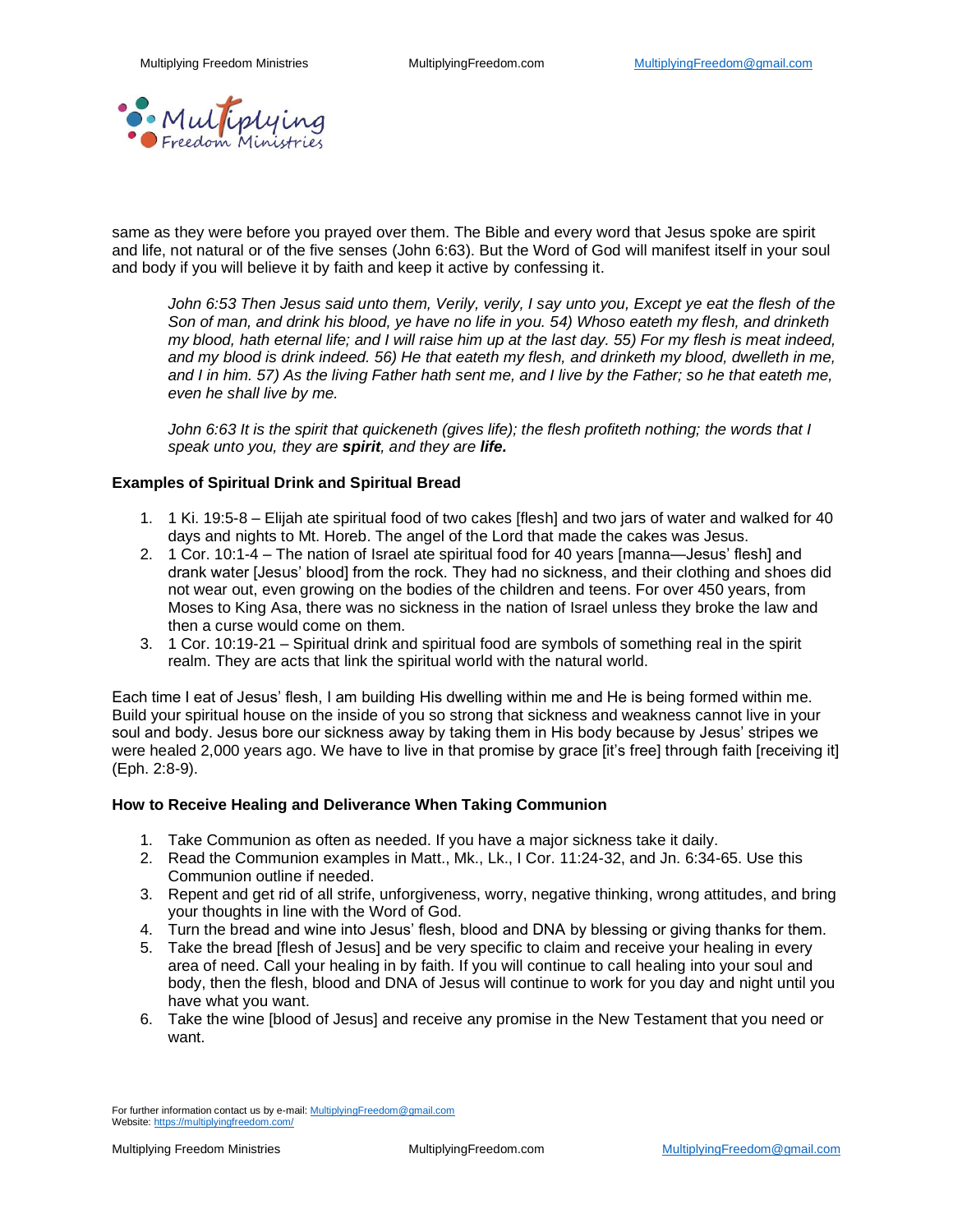same as they were before you prayed over them. The Bible and every word that Jesus spoke are spirit and life, not natural or of the five senses (John 6:63). But the Word of God will manifest itself in your soul and body if you will believe it by faith and keep it active by confessing it.

> *John 6:53 Then Jesus said unto them, Verily, verily, I say unto you, Except ye eat the flesh of the Son of man, and drink his blood, ye have no life in you. 54) Whoso eateth my flesh, and drinketh my blood, hath eternal life; and I will raise him up at the last day. 55) For my flesh is meat indeed, and my blood is drink indeed. 56) He that eateth my flesh, and drinketh my blood, dwelleth in me, and I in him. 57) As the living Father hath sent me, and I live by the Father; so he that eateth me, even he shall live by me.*
>
> *John 6:63 It is the spirit that quickeneth (gives life); the flesh profiteth nothing; the words that I speak unto you, they are* ***spirit****, and they are* ***life.***

### Examples of Spiritual Drink and Spiritual Bread

1. 1 Ki. 19:5-8 – Elijah ate spiritual food of two cakes [flesh] and two jars of water and walked for 40 days and nights to Mt. Horeb. The angel of the Lord that made the cakes was Jesus.
2. 1 Cor. 10:1-4 – The nation of Israel ate spiritual food for 40 years [manna—Jesus' flesh] and drank water [Jesus' blood] from the rock. They had no sickness, and their clothing and shoes did not wear out, even growing on the bodies of the children and teens. For over 450 years, from Moses to King Asa, there was no sickness in the nation of Israel unless they broke the law and then a curse would come on them.
3. 1 Cor. 10:19-21 – Spiritual drink and spiritual food are symbols of something real in the spirit realm. They are acts that link the spiritual world with the natural world.

Each time I eat of Jesus' flesh, I am building His dwelling within me and He is being formed within me. Build your spiritual house on the inside of you so strong that sickness and weakness cannot live in your soul and body. Jesus bore our sickness away by taking them in His body because by Jesus' stripes we were healed 2,000 years ago. We have to live in that promise by grace [it's free] through faith [receiving it] (Eph. 2:8-9).

### How to Receive Healing and Deliverance When Taking Communion

1. Take Communion as often as needed. If you have a major sickness take it daily.
2. Read the Communion examples in Matt., Mk., Lk., I Cor. 11:24-32, and Jn. 6:34-65. Use this Communion outline if needed.
3. Repent and get rid of all strife, unforgiveness, worry, negative thinking, wrong attitudes, and bring your thoughts in line with the Word of God.
4. Turn the bread and wine into Jesus' flesh, blood and DNA by blessing or giving thanks for them.
5. Take the bread [flesh of Jesus] and be very specific to claim and receive your healing in every area of need. Call your healing in by faith. If you will continue to call healing into your soul and body, then the flesh, blood and DNA of Jesus will continue to work for you day and night until you have what you want.
6. Take the wine [blood of Jesus] and receive any promise in the New Testament that you need or want.

For further information contact us by e-mail: MultiplyingFreedom@gmail.com
Website: https://multiplyingfreedom.com/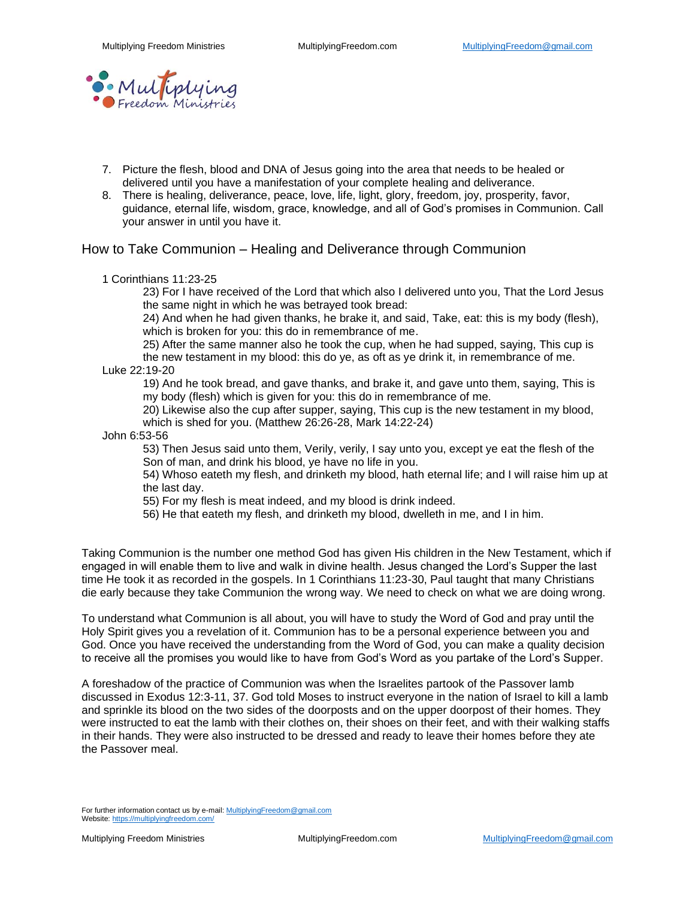7. Picture the flesh, blood and DNA of Jesus going into the area that needs to be healed or delivered until you have a manifestation of your complete healing and deliverance.
8. There is healing, deliverance, peace, love, life, light, glory, freedom, joy, prosperity, favor, guidance, eternal life, wisdom, grace, knowledge, and all of God's promises in Communion. Call your answer in until you have it.

## How to Take Communion – Healing and Deliverance through Communion

1 Corinthians 11:23-25

> 23) For I have received of the Lord that which also I delivered unto you, That the Lord Jesus the same night in which he was betrayed took bread:
> 24) And when he had given thanks, he brake it, and said, Take, eat: this is my body (flesh), which is broken for you: this do in remembrance of me.
> 25) After the same manner also he took the cup, when he had supped, saying, This cup is the new testament in my blood: this do ye, as oft as ye drink it, in remembrance of me.

Luke 22:19-20

> 19) And he took bread, and gave thanks, and brake it, and gave unto them, saying, This is my body (flesh) which is given for you: this do in remembrance of me.
> 20) Likewise also the cup after supper, saying, This cup is the new testament in my blood, which is shed for you. (Matthew 26:26-28, Mark 14:22-24)

John 6:53-56

> 53) Then Jesus said unto them, Verily, verily, I say unto you, except ye eat the flesh of the Son of man, and drink his blood, ye have no life in you.
> 54) Whoso eateth my flesh, and drinketh my blood, hath eternal life; and I will raise him up at the last day.
> 55) For my flesh is meat indeed, and my blood is drink indeed.
> 56) He that eateth my flesh, and drinketh my blood, dwelleth in me, and I in him.

Taking Communion is the number one method God has given His children in the New Testament, which if engaged in will enable them to live and walk in divine health. Jesus changed the Lord's Supper the last time He took it as recorded in the gospels. In 1 Corinthians 11:23-30, Paul taught that many Christians die early because they take Communion the wrong way. We need to check on what we are doing wrong.

To understand what Communion is all about, you will have to study the Word of God and pray until the Holy Spirit gives you a revelation of it. Communion has to be a personal experience between you and God. Once you have received the understanding from the Word of God, you can make a quality decision to receive all the promises you would like to have from God's Word as you partake of the Lord's Supper.

A foreshadow of the practice of Communion was when the Israelites partook of the Passover lamb discussed in Exodus 12:3-11, 37. God told Moses to instruct everyone in the nation of Israel to kill a lamb and sprinkle its blood on the two sides of the doorposts and on the upper doorpost of their homes. They were instructed to eat the lamb with their clothes on, their shoes on their feet, and with their walking staffs in their hands. They were also instructed to be dressed and ready to leave their homes before they ate the Passover meal.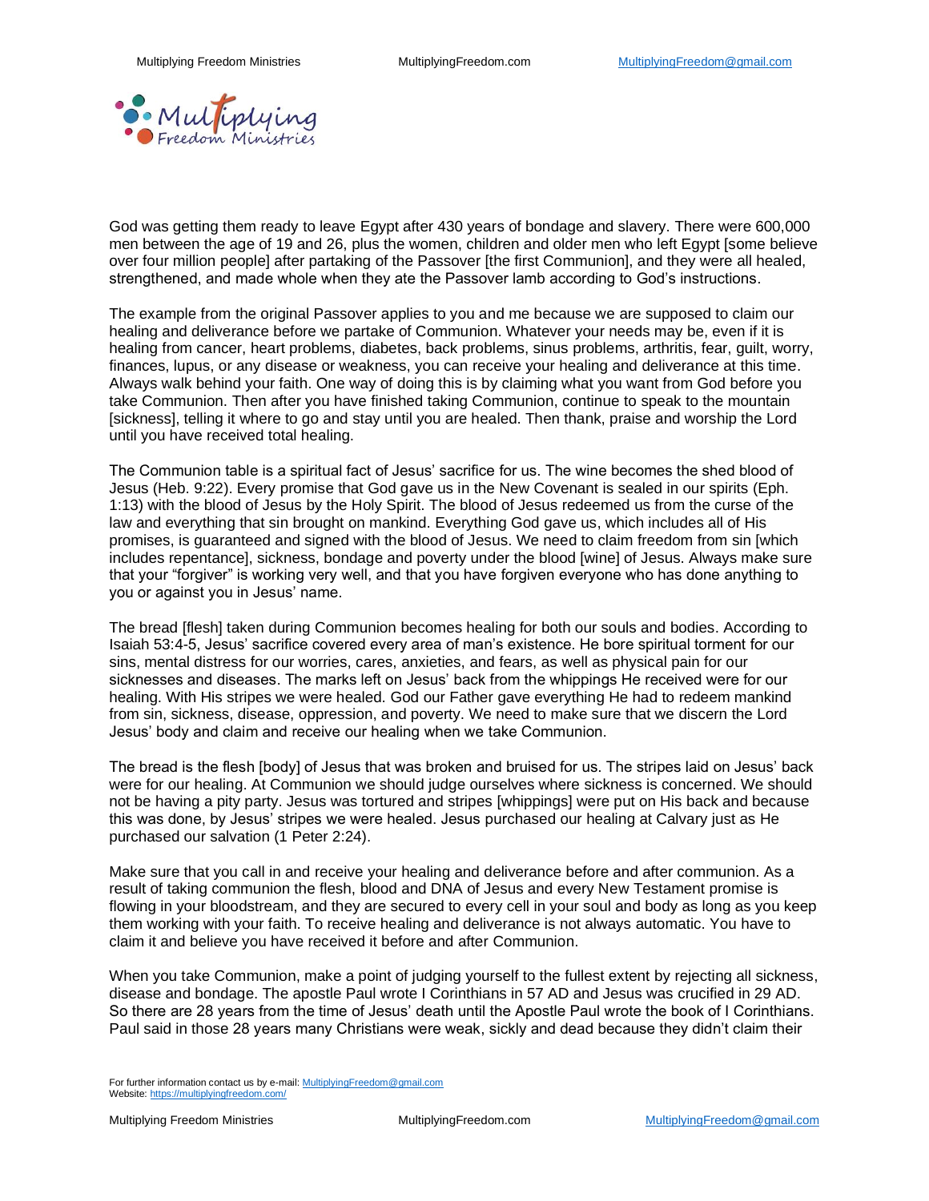God was getting them ready to leave Egypt after 430 years of bondage and slavery. There were 600,000 men between the age of 19 and 26, plus the women, children and older men who left Egypt [some believe over four million people] after partaking of the Passover [the first Communion], and they were all healed, strengthened, and made whole when they ate the Passover lamb according to God's instructions.

The example from the original Passover applies to you and me because we are supposed to claim our healing and deliverance before we partake of Communion. Whatever your needs may be, even if it is healing from cancer, heart problems, diabetes, back problems, sinus problems, arthritis, fear, guilt, worry, finances, lupus, or any disease or weakness, you can receive your healing and deliverance at this time. Always walk behind your faith. One way of doing this is by claiming what you want from God before you take Communion. Then after you have finished taking Communion, continue to speak to the mountain [sickness], telling it where to go and stay until you are healed. Then thank, praise and worship the Lord until you have received total healing.

The Communion table is a spiritual fact of Jesus' sacrifice for us. The wine becomes the shed blood of Jesus (Heb. 9:22). Every promise that God gave us in the New Covenant is sealed in our spirits (Eph. 1:13) with the blood of Jesus by the Holy Spirit. The blood of Jesus redeemed us from the curse of the law and everything that sin brought on mankind. Everything God gave us, which includes all of His promises, is guaranteed and signed with the blood of Jesus. We need to claim freedom from sin [which includes repentance], sickness, bondage and poverty under the blood [wine] of Jesus. Always make sure that your "forgiver" is working very well, and that you have forgiven everyone who has done anything to you or against you in Jesus' name.

The bread [flesh] taken during Communion becomes healing for both our souls and bodies. According to Isaiah 53:4-5, Jesus' sacrifice covered every area of man's existence. He bore spiritual torment for our sins, mental distress for our worries, cares, anxieties, and fears, as well as physical pain for our sicknesses and diseases. The marks left on Jesus' back from the whippings He received were for our healing. With His stripes we were healed. God our Father gave everything He had to redeem mankind from sin, sickness, disease, oppression, and poverty. We need to make sure that we discern the Lord Jesus' body and claim and receive our healing when we take Communion.

The bread is the flesh [body] of Jesus that was broken and bruised for us. The stripes laid on Jesus' back were for our healing. At Communion we should judge ourselves where sickness is concerned. We should not be having a pity party. Jesus was tortured and stripes [whippings] were put on His back and because this was done, by Jesus' stripes we were healed. Jesus purchased our healing at Calvary just as He purchased our salvation (1 Peter 2:24).

Make sure that you call in and receive your healing and deliverance before and after communion. As a result of taking communion the flesh, blood and DNA of Jesus and every New Testament promise is flowing in your bloodstream, and they are secured to every cell in your soul and body as long as you keep them working with your faith. To receive healing and deliverance is not always automatic. You have to claim it and believe you have received it before and after Communion.

When you take Communion, make a point of judging yourself to the fullest extent by rejecting all sickness, disease and bondage. The apostle Paul wrote I Corinthians in 57 AD and Jesus was crucified in 29 AD. So there are 28 years from the time of Jesus' death until the Apostle Paul wrote the book of I Corinthians. Paul said in those 28 years many Christians were weak, sickly and dead because they didn't claim their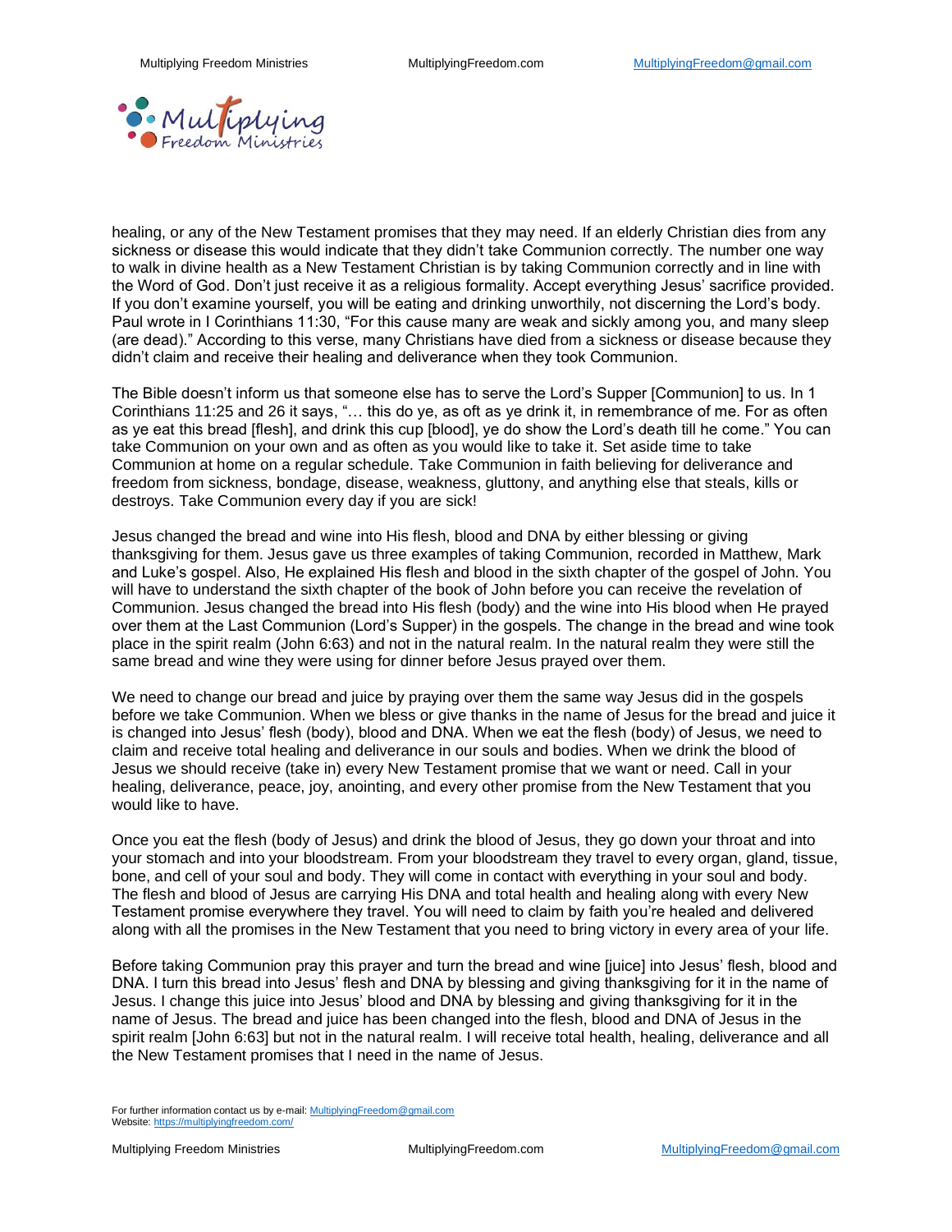healing, or any of the New Testament promises that they may need. If an elderly Christian dies from any sickness or disease this would indicate that they didn't take Communion correctly. The number one way to walk in divine health as a New Testament Christian is by taking Communion correctly and in line with the Word of God. Don't just receive it as a religious formality. Accept everything Jesus' sacrifice provided. If you don't examine yourself, you will be eating and drinking unworthily, not discerning the Lord's body. Paul wrote in I Corinthians 11:30, "For this cause many are weak and sickly among you, and many sleep (are dead)." According to this verse, many Christians have died from a sickness or disease because they didn't claim and receive their healing and deliverance when they took Communion.

The Bible doesn't inform us that someone else has to serve the Lord's Supper [Communion] to us. In 1 Corinthians 11:25 and 26 it says, "… this do ye, as oft as ye drink it, in remembrance of me. For as often as ye eat this bread [flesh], and drink this cup [blood], ye do show the Lord's death till he come." You can take Communion on your own and as often as you would like to take it. Set aside time to take Communion at home on a regular schedule. Take Communion in faith believing for deliverance and freedom from sickness, bondage, disease, weakness, gluttony, and anything else that steals, kills or destroys. Take Communion every day if you are sick!

Jesus changed the bread and wine into His flesh, blood and DNA by either blessing or giving thanksgiving for them. Jesus gave us three examples of taking Communion, recorded in Matthew, Mark and Luke's gospel. Also, He explained His flesh and blood in the sixth chapter of the gospel of John. You will have to understand the sixth chapter of the book of John before you can receive the revelation of Communion. Jesus changed the bread into His flesh (body) and the wine into His blood when He prayed over them at the Last Communion (Lord's Supper) in the gospels. The change in the bread and wine took place in the spirit realm (John 6:63) and not in the natural realm. In the natural realm they were still the same bread and wine they were using for dinner before Jesus prayed over them.

We need to change our bread and juice by praying over them the same way Jesus did in the gospels before we take Communion. When we bless or give thanks in the name of Jesus for the bread and juice it is changed into Jesus' flesh (body), blood and DNA. When we eat the flesh (body) of Jesus, we need to claim and receive total healing and deliverance in our souls and bodies. When we drink the blood of Jesus we should receive (take in) every New Testament promise that we want or need. Call in your healing, deliverance, peace, joy, anointing, and every other promise from the New Testament that you would like to have.

Once you eat the flesh (body of Jesus) and drink the blood of Jesus, they go down your throat and into your stomach and into your bloodstream. From your bloodstream they travel to every organ, gland, tissue, bone, and cell of your soul and body. They will come in contact with everything in your soul and body. The flesh and blood of Jesus are carrying His DNA and total health and healing along with every New Testament promise everywhere they travel. You will need to claim by faith you're healed and delivered along with all the promises in the New Testament that you need to bring victory in every area of your life.

Before taking Communion pray this prayer and turn the bread and wine [juice] into Jesus' flesh, blood and DNA. I turn this bread into Jesus' flesh and DNA by blessing and giving thanksgiving for it in the name of Jesus. I change this juice into Jesus' blood and DNA by blessing and giving thanksgiving for it in the name of Jesus. The bread and juice has been changed into the flesh, blood and DNA of Jesus in the spirit realm [John 6:63] but not in the natural realm. I will receive total health, healing, deliverance and all the New Testament promises that I need in the name of Jesus.

For further information contact us by e-mail: MultiplyingFreedom@gmail.com
Website: https://multiplyingfreedom.com/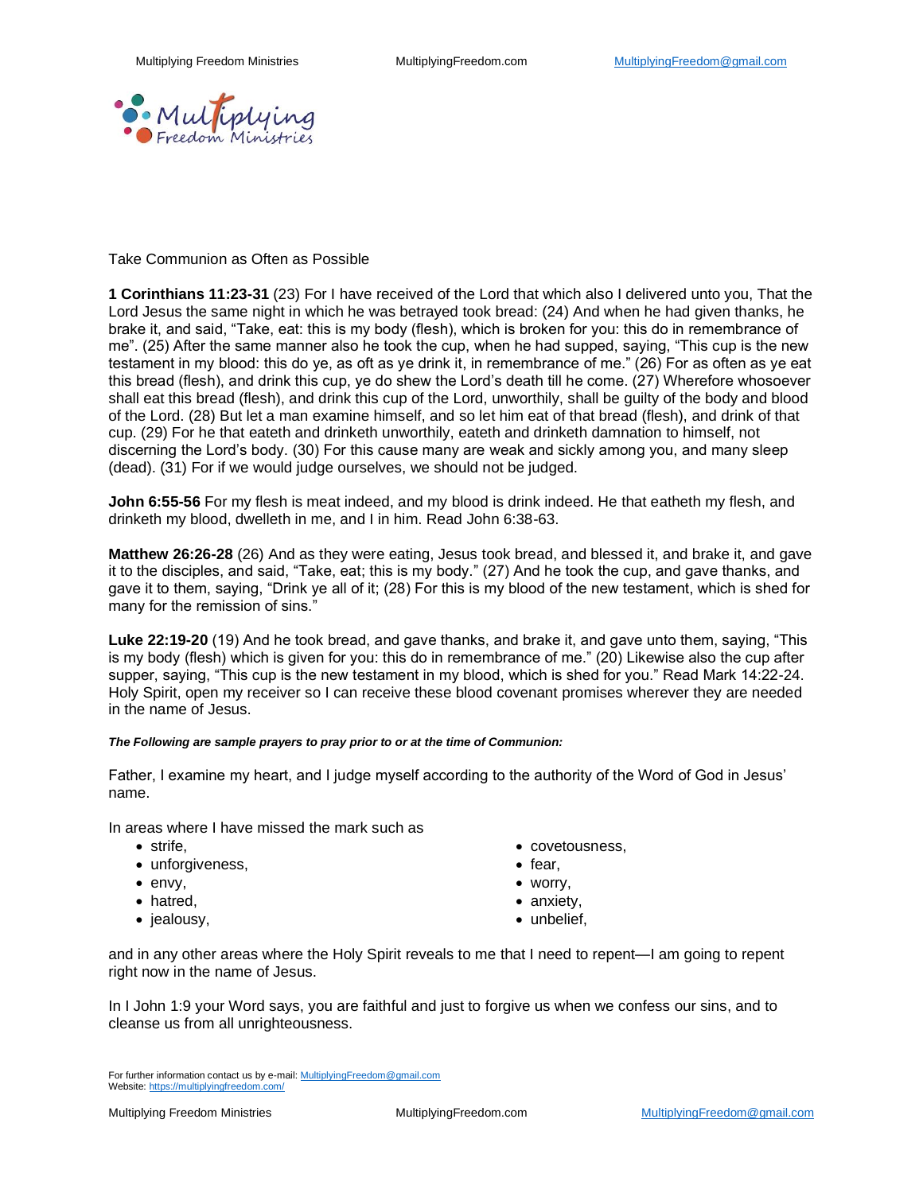Take Communion as Often as Possible

**1 Corinthians 11:23-31** (23) For I have received of the Lord that which also I delivered unto you, That the Lord Jesus the same night in which he was betrayed took bread: (24) And when he had given thanks, he brake it, and said, "Take, eat: this is my body (flesh), which is broken for you: this do in remembrance of me". (25) After the same manner also he took the cup, when he had supped, saying, "This cup is the new testament in my blood: this do ye, as oft as ye drink it, in remembrance of me." (26) For as often as ye eat this bread (flesh), and drink this cup, ye do shew the Lord's death till he come. (27) Wherefore whosoever shall eat this bread (flesh), and drink this cup of the Lord, unworthily, shall be guilty of the body and blood of the Lord. (28) But let a man examine himself, and so let him eat of that bread (flesh), and drink of that cup. (29) For he that eateth and drinketh unworthily, eateth and drinketh damnation to himself, not discerning the Lord's body. (30) For this cause many are weak and sickly among you, and many sleep (dead). (31) For if we would judge ourselves, we should not be judged.

**John 6:55-56** For my flesh is meat indeed, and my blood is drink indeed. He that eatheth my flesh, and drinketh my blood, dwelleth in me, and I in him. Read John 6:38-63.

**Matthew 26:26-28** (26) And as they were eating, Jesus took bread, and blessed it, and brake it, and gave it to the disciples, and said, "Take, eat; this is my body." (27) And he took the cup, and gave thanks, and gave it to them, saying, "Drink ye all of it; (28) For this is my blood of the new testament, which is shed for many for the remission of sins."

**Luke 22:19-20** (19) And he took bread, and gave thanks, and brake it, and gave unto them, saying, "This is my body (flesh) which is given for you: this do in remembrance of me." (20) Likewise also the cup after supper, saying, "This cup is the new testament in my blood, which is shed for you." Read Mark 14:22-24. Holy Spirit, open my receiver so I can receive these blood covenant promises wherever they are needed in the name of Jesus.

***The Following are sample prayers to pray prior to or at the time of Communion:***

Father, I examine my heart, and I judge myself according to the authority of the Word of God in Jesus' name.

In areas where I have missed the mark such as

- strife,
- unforgiveness,
- envy,
- hatred,
- jealousy,
- covetousness,
- fear,
- worry,
- anxiety,
- unbelief,

and in any other areas where the Holy Spirit reveals to me that I need to repent—I am going to repent right now in the name of Jesus.

In I John 1:9 your Word says, you are faithful and just to forgive us when we confess our sins, and to cleanse us from all unrighteousness.

For further information contact us by e-mail: MultiplyingFreedom@gmail.com
Website: https://multiplyingfreedom.com/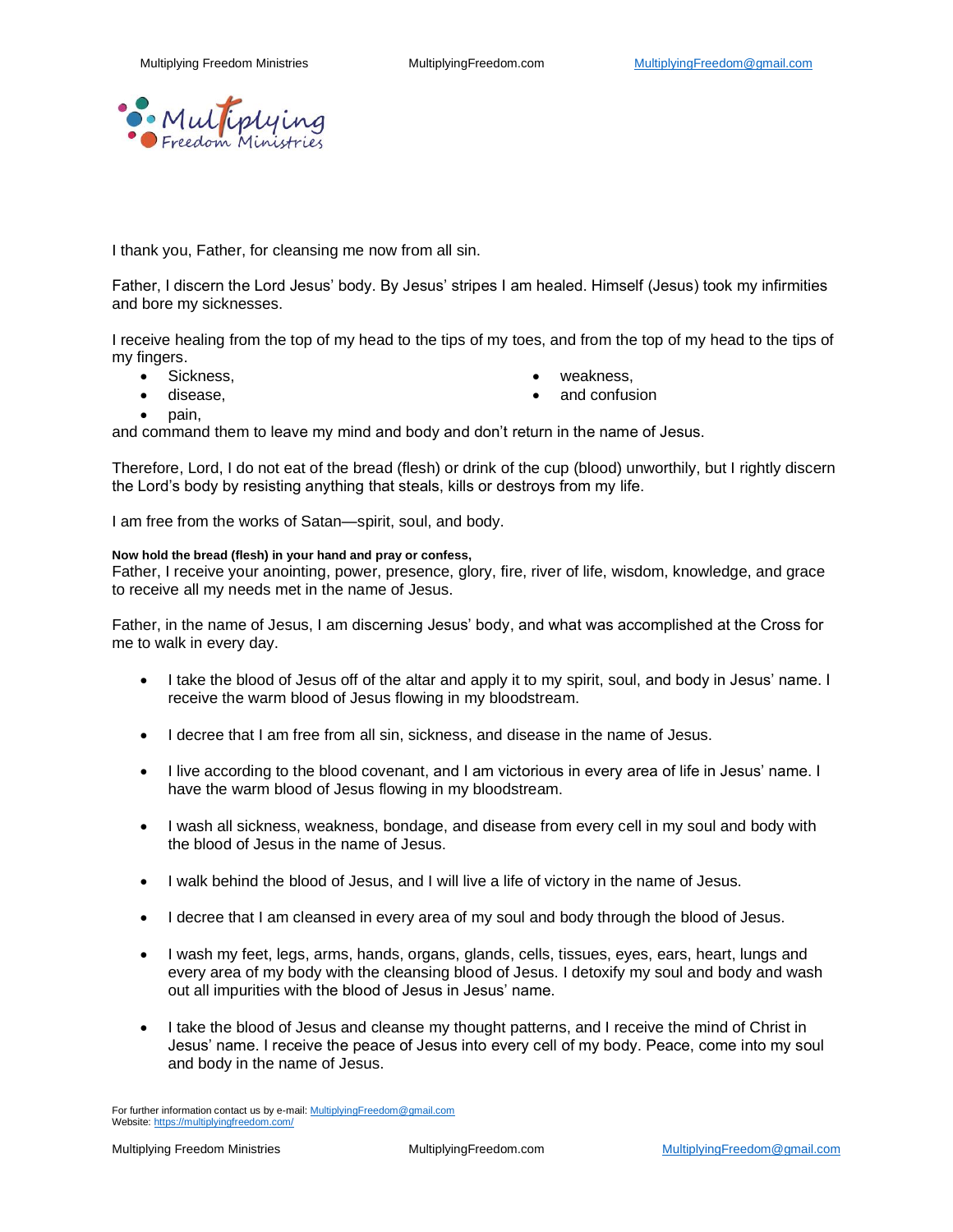I thank you, Father, for cleansing me now from all sin.

Father, I discern the Lord Jesus' body. By Jesus' stripes I am healed. Himself (Jesus) took my infirmities and bore my sicknesses.

I receive healing from the top of my head to the tips of my toes, and from the top of my head to the tips of my fingers.

- Sickness,
- disease,
- pain,
- weakness,
- and confusion

and command them to leave my mind and body and don't return in the name of Jesus.

Therefore, Lord, I do not eat of the bread (flesh) or drink of the cup (blood) unworthily, but I rightly discern the Lord's body by resisting anything that steals, kills or destroys from my life.

I am free from the works of Satan—spirit, soul, and body.

**Now hold the bread (flesh) in your hand and pray or confess,**
Father, I receive your anointing, power, presence, glory, fire, river of life, wisdom, knowledge, and grace to receive all my needs met in the name of Jesus.

Father, in the name of Jesus, I am discerning Jesus' body, and what was accomplished at the Cross for me to walk in every day.

- I take the blood of Jesus off of the altar and apply it to my spirit, soul, and body in Jesus' name. I receive the warm blood of Jesus flowing in my bloodstream.

- I decree that I am free from all sin, sickness, and disease in the name of Jesus.

- I live according to the blood covenant, and I am victorious in every area of life in Jesus' name. I have the warm blood of Jesus flowing in my bloodstream.

- I wash all sickness, weakness, bondage, and disease from every cell in my soul and body with the blood of Jesus in the name of Jesus.

- I walk behind the blood of Jesus, and I will live a life of victory in the name of Jesus.

- I decree that I am cleansed in every area of my soul and body through the blood of Jesus.

- I wash my feet, legs, arms, hands, organs, glands, cells, tissues, eyes, ears, heart, lungs and every area of my body with the cleansing blood of Jesus. I detoxify my soul and body and wash out all impurities with the blood of Jesus in Jesus' name.

- I take the blood of Jesus and cleanse my thought patterns, and I receive the mind of Christ in Jesus' name. I receive the peace of Jesus into every cell of my body. Peace, come into my soul and body in the name of Jesus.

For further information contact us by e-mail: MultiplyingFreedom@gmail.com
Website: https://multiplyingfreedom.com/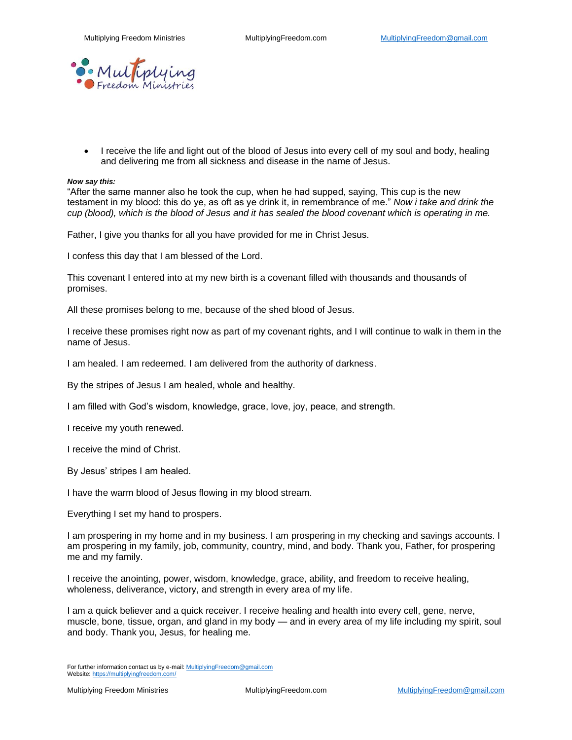- I receive the life and light out of the blood of Jesus into every cell of my soul and body, healing and delivering me from all sickness and disease in the name of Jesus.

***Now say this:***

"After the same manner also he took the cup, when he had supped, saying, This cup is the new testament in my blood: this do ye, as oft as ye drink it, in remembrance of me." *Now i take and drink the cup (blood), which is the blood of Jesus and it has sealed the blood covenant which is operating in me.*

Father, I give you thanks for all you have provided for me in Christ Jesus.

I confess this day that I am blessed of the Lord.

This covenant I entered into at my new birth is a covenant filled with thousands and thousands of promises.

All these promises belong to me, because of the shed blood of Jesus.

I receive these promises right now as part of my covenant rights, and I will continue to walk in them in the name of Jesus.

I am healed. I am redeemed. I am delivered from the authority of darkness.

By the stripes of Jesus I am healed, whole and healthy.

I am filled with God's wisdom, knowledge, grace, love, joy, peace, and strength.

I receive my youth renewed.

I receive the mind of Christ.

By Jesus' stripes I am healed.

I have the warm blood of Jesus flowing in my blood stream.

Everything I set my hand to prospers.

I am prospering in my home and in my business. I am prospering in my checking and savings accounts. I am prospering in my family, job, community, country, mind, and body. Thank you, Father, for prospering me and my family.

I receive the anointing, power, wisdom, knowledge, grace, ability, and freedom to receive healing, wholeness, deliverance, victory, and strength in every area of my life.

I am a quick believer and a quick receiver. I receive healing and health into every cell, gene, nerve, muscle, bone, tissue, organ, and gland in my body — and in every area of my life including my spirit, soul and body. Thank you, Jesus, for healing me.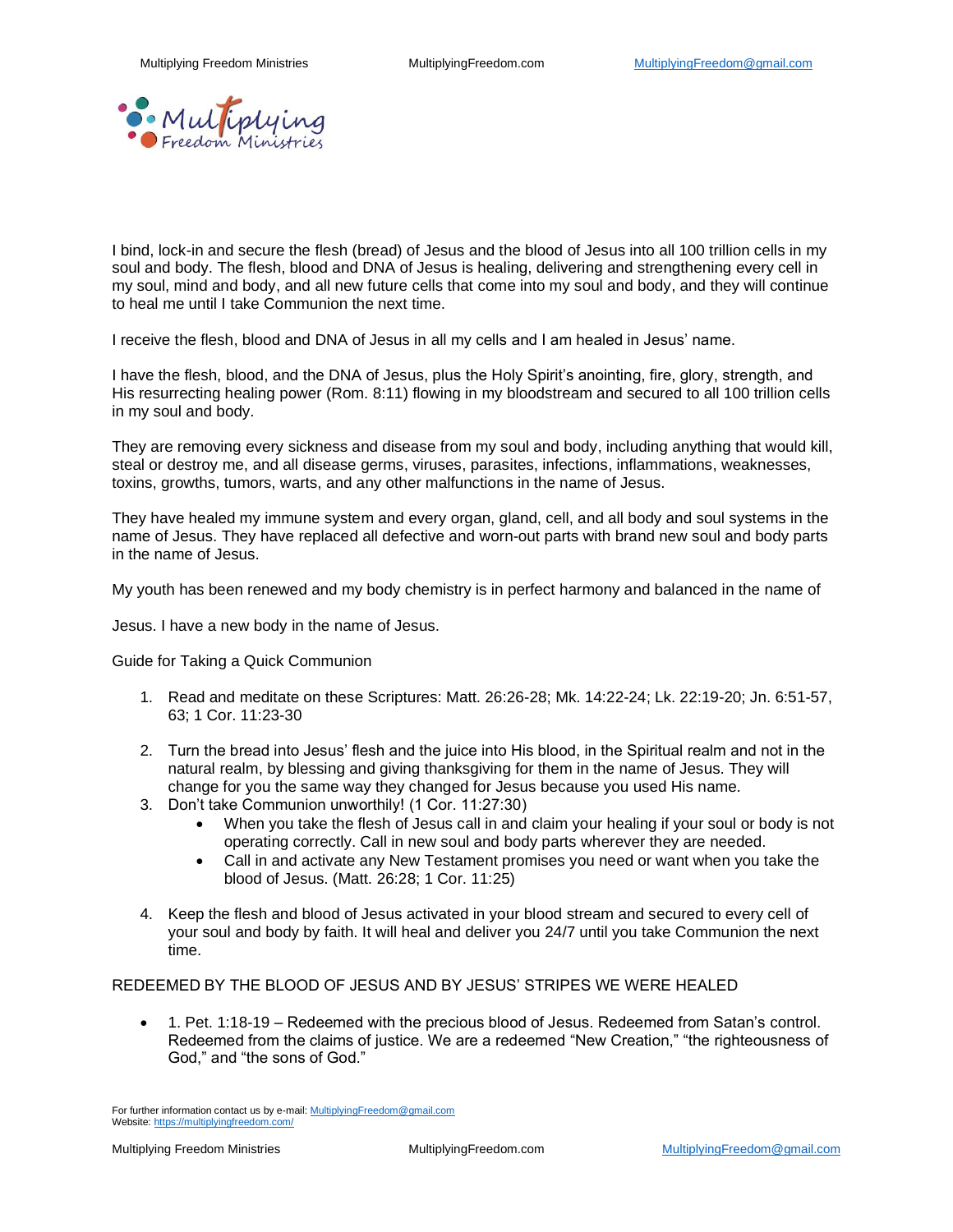I bind, lock-in and secure the flesh (bread) of Jesus and the blood of Jesus into all 100 trillion cells in my soul and body. The flesh, blood and DNA of Jesus is healing, delivering and strengthening every cell in my soul, mind and body, and all new future cells that come into my soul and body, and they will continue to heal me until I take Communion the next time.

I receive the flesh, blood and DNA of Jesus in all my cells and I am healed in Jesus' name.

I have the flesh, blood, and the DNA of Jesus, plus the Holy Spirit's anointing, fire, glory, strength, and His resurrecting healing power (Rom. 8:11) flowing in my bloodstream and secured to all 100 trillion cells in my soul and body.

They are removing every sickness and disease from my soul and body, including anything that would kill, steal or destroy me, and all disease germs, viruses, parasites, infections, inflammations, weaknesses, toxins, growths, tumors, warts, and any other malfunctions in the name of Jesus.

They have healed my immune system and every organ, gland, cell, and all body and soul systems in the name of Jesus. They have replaced all defective and worn-out parts with brand new soul and body parts in the name of Jesus.

My youth has been renewed and my body chemistry is in perfect harmony and balanced in the name of

Jesus. I have a new body in the name of Jesus.

Guide for Taking a Quick Communion

1. Read and meditate on these Scriptures: Matt. 26:26-28; Mk. 14:22-24; Lk. 22:19-20; Jn. 6:51-57, 63; 1 Cor. 11:23-30

2. Turn the bread into Jesus' flesh and the juice into His blood, in the Spiritual realm and not in the natural realm, by blessing and giving thanksgiving for them in the name of Jesus. They will change for you the same way they changed for Jesus because you used His name.
3. Don't take Communion unworthily! (1 Cor. 11:27:30)
   - When you take the flesh of Jesus call in and claim your healing if your soul or body is not operating correctly. Call in new soul and body parts wherever they are needed.
   - Call in and activate any New Testament promises you need or want when you take the blood of Jesus. (Matt. 26:28; 1 Cor. 11:25)

4. Keep the flesh and blood of Jesus activated in your blood stream and secured to every cell of your soul and body by faith. It will heal and deliver you 24/7 until you take Communion the next time.

REDEEMED BY THE BLOOD OF JESUS AND BY JESUS' STRIPES WE WERE HEALED

- 1. Pet. 1:18-19 – Redeemed with the precious blood of Jesus. Redeemed from Satan's control. Redeemed from the claims of justice. We are a redeemed "New Creation," "the righteousness of God," and "the sons of God."

For further information contact us by e-mail: MultiplyingFreedom@gmail.com
Website: https://multiplyingfreedom.com/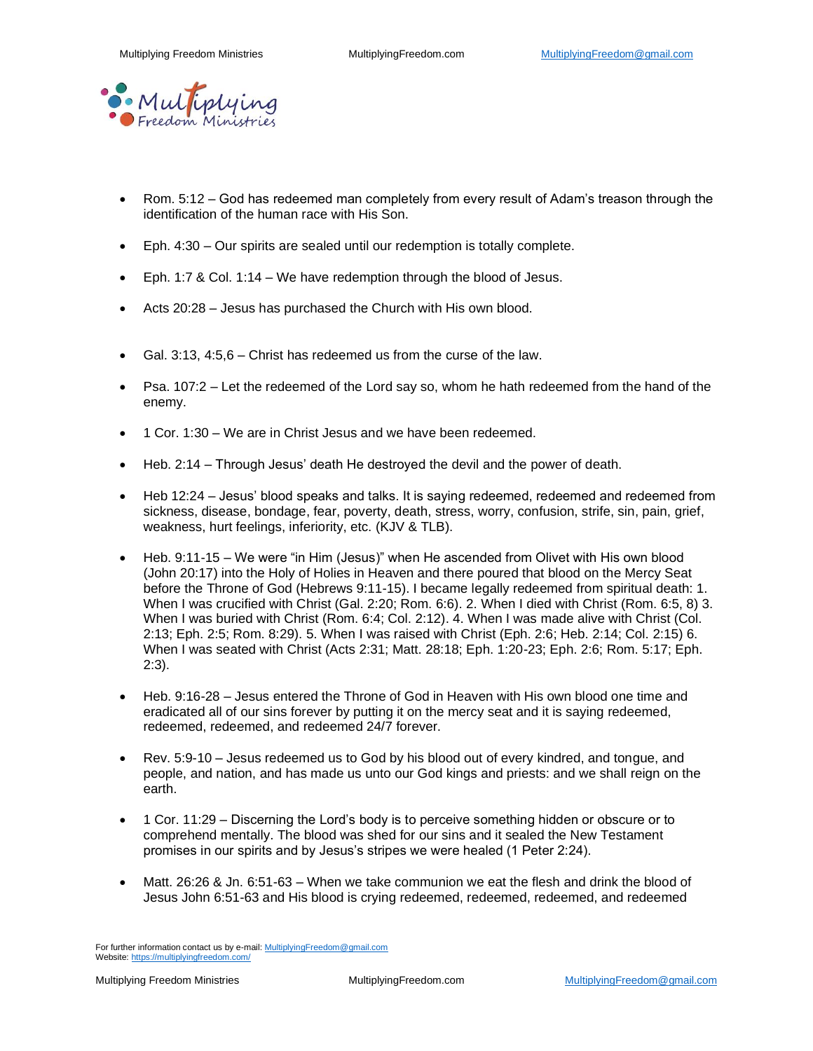- Rom. 5:12 – God has redeemed man completely from every result of Adam's treason through the identification of the human race with His Son.

- Eph. 4:30 – Our spirits are sealed until our redemption is totally complete.

- Eph. 1:7 & Col. 1:14 – We have redemption through the blood of Jesus.

- Acts 20:28 – Jesus has purchased the Church with His own blood.

- Gal. 3:13, 4:5,6 – Christ has redeemed us from the curse of the law.

- Psa. 107:2 – Let the redeemed of the Lord say so, whom he hath redeemed from the hand of the enemy.

- 1 Cor. 1:30 – We are in Christ Jesus and we have been redeemed.

- Heb. 2:14 – Through Jesus' death He destroyed the devil and the power of death.

- Heb 12:24 – Jesus' blood speaks and talks. It is saying redeemed, redeemed and redeemed from sickness, disease, bondage, fear, poverty, death, stress, worry, confusion, strife, sin, pain, grief, weakness, hurt feelings, inferiority, etc. (KJV & TLB).

- Heb. 9:11-15 – We were "in Him (Jesus)" when He ascended from Olivet with His own blood (John 20:17) into the Holy of Holies in Heaven and there poured that blood on the Mercy Seat before the Throne of God (Hebrews 9:11-15). I became legally redeemed from spiritual death: 1. When I was crucified with Christ (Gal. 2:20; Rom. 6:6). 2. When I died with Christ (Rom. 6:5, 8) 3. When I was buried with Christ (Rom. 6:4; Col. 2:12). 4. When I was made alive with Christ (Col. 2:13; Eph. 2:5; Rom. 8:29). 5. When I was raised with Christ (Eph. 2:6; Heb. 2:14; Col. 2:15) 6. When I was seated with Christ (Acts 2:31; Matt. 28:18; Eph. 1:20-23; Eph. 2:6; Rom. 5:17; Eph. 2:3).

- Heb. 9:16-28 – Jesus entered the Throne of God in Heaven with His own blood one time and eradicated all of our sins forever by putting it on the mercy seat and it is saying redeemed, redeemed, redeemed, and redeemed 24/7 forever.

- Rev. 5:9-10 – Jesus redeemed us to God by his blood out of every kindred, and tongue, and people, and nation, and has made us unto our God kings and priests: and we shall reign on the earth.

- 1 Cor. 11:29 – Discerning the Lord's body is to perceive something hidden or obscure or to comprehend mentally. The blood was shed for our sins and it sealed the New Testament promises in our spirits and by Jesus's stripes we were healed (1 Peter 2:24).

- Matt. 26:26 & Jn. 6:51-63 – When we take communion we eat the flesh and drink the blood of Jesus John 6:51-63 and His blood is crying redeemed, redeemed, redeemed, and redeemed

For further information contact us by e-mail: MultiplyingFreedom@gmail.com
Website: https://multiplyingfreedom.com/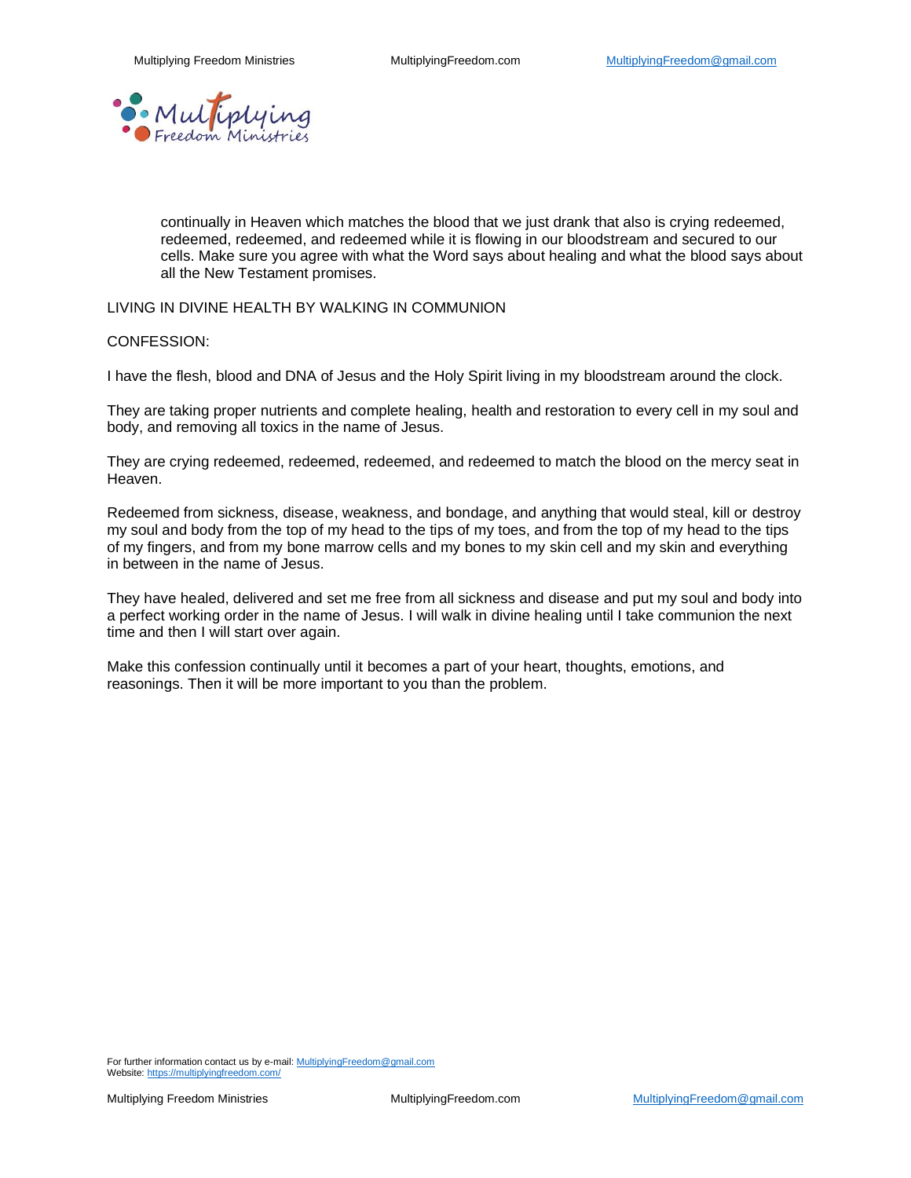continually in Heaven which matches the blood that we just drank that also is crying redeemed, redeemed, redeemed, and redeemed while it is flowing in our bloodstream and secured to our cells. Make sure you agree with what the Word says about healing and what the blood says about all the New Testament promises.

LIVING IN DIVINE HEALTH BY WALKING IN COMMUNION

CONFESSION:

I have the flesh, blood and DNA of Jesus and the Holy Spirit living in my bloodstream around the clock.

They are taking proper nutrients and complete healing, health and restoration to every cell in my soul and body, and removing all toxics in the name of Jesus.

They are crying redeemed, redeemed, redeemed, and redeemed to match the blood on the mercy seat in Heaven.

Redeemed from sickness, disease, weakness, and bondage, and anything that would steal, kill or destroy my soul and body from the top of my head to the tips of my toes, and from the top of my head to the tips of my fingers, and from my bone marrow cells and my bones to my skin cell and my skin and everything in between in the name of Jesus.

They have healed, delivered and set me free from all sickness and disease and put my soul and body into a perfect working order in the name of Jesus. I will walk in divine healing until I take communion the next time and then I will start over again.

Make this confession continually until it becomes a part of your heart, thoughts, emotions, and reasonings. Then it will be more important to you than the problem.

For further information contact us by e-mail: MultiplyingFreedom@gmail.com
Website: https://multiplyingfreedom.com/